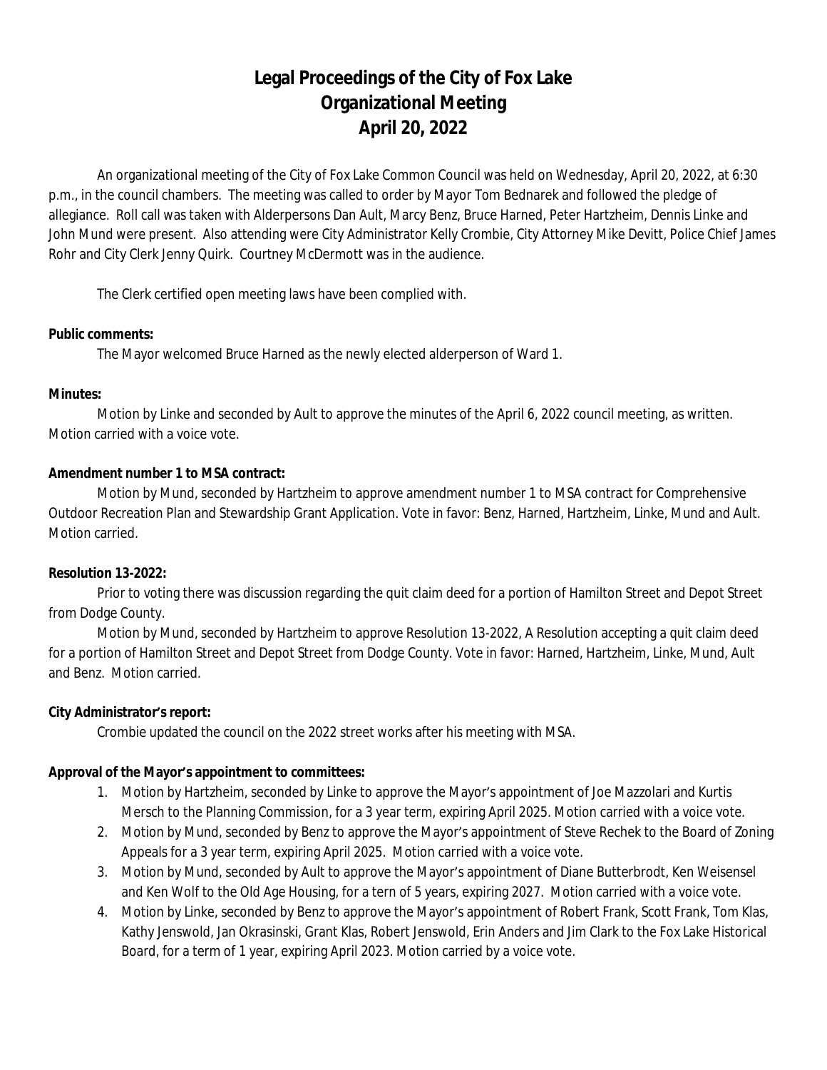# Legal Proceedings of the City of Fox Lake
# Organizational Meeting
# April 20, 2022

An organizational meeting of the City of Fox Lake Common Council was held on Wednesday, April 20, 2022, at 6:30 p.m., in the council chambers. The meeting was called to order by Mayor Tom Bednarek and followed the pledge of allegiance. Roll call was taken with Alderpersons Dan Ault, Marcy Benz, Bruce Harned, Peter Hartzheim, Dennis Linke and John Mund were present. Also attending were City Administrator Kelly Crombie, City Attorney Mike Devitt, Police Chief James Rohr and City Clerk Jenny Quirk. Courtney McDermott was in the audience.

The Clerk certified open meeting laws have been complied with.

**Public comments:**

The Mayor welcomed Bruce Harned as the newly elected alderperson of Ward 1.

**Minutes:**

Motion by Linke and seconded by Ault to approve the minutes of the April 6, 2022 council meeting, as written. Motion carried with a voice vote.

**Amendment number 1 to MSA contract:**

Motion by Mund, seconded by Hartzheim to approve amendment number 1 to MSA contract for Comprehensive Outdoor Recreation Plan and Stewardship Grant Application. Vote in favor: Benz, Harned, Hartzheim, Linke, Mund and Ault. Motion carried.

**Resolution 13-2022:**

Prior to voting there was discussion regarding the quit claim deed for a portion of Hamilton Street and Depot Street from Dodge County.

Motion by Mund, seconded by Hartzheim to approve Resolution 13-2022, A Resolution accepting a quit claim deed for a portion of Hamilton Street and Depot Street from Dodge County. Vote in favor: Harned, Hartzheim, Linke, Mund, Ault and Benz. Motion carried.

**City Administrator's report:**

Crombie updated the council on the 2022 street works after his meeting with MSA.

**Approval of the Mayor's appointment to committees:**

1. Motion by Hartzheim, seconded by Linke to approve the Mayor's appointment of Joe Mazzolari and Kurtis Mersch to the Planning Commission, for a 3 year term, expiring April 2025. Motion carried with a voice vote.
2. Motion by Mund, seconded by Benz to approve the Mayor's appointment of Steve Rechek to the Board of Zoning Appeals for a 3 year term, expiring April 2025. Motion carried with a voice vote.
3. Motion by Mund, seconded by Ault to approve the Mayor's appointment of Diane Butterbrodt, Ken Weisensel and Ken Wolf to the Old Age Housing, for a tern of 5 years, expiring 2027. Motion carried with a voice vote.
4. Motion by Linke, seconded by Benz to approve the Mayor's appointment of Robert Frank, Scott Frank, Tom Klas, Kathy Jenswold, Jan Okrasinski, Grant Klas, Robert Jenswold, Erin Anders and Jim Clark to the Fox Lake Historical Board, for a term of 1 year, expiring April 2023. Motion carried by a voice vote.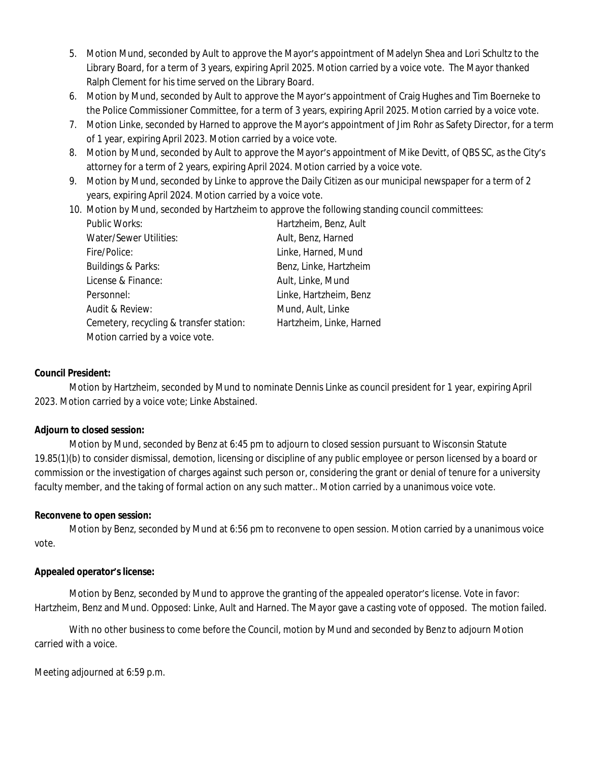5. Motion Mund, seconded by Ault to approve the Mayor's appointment of Madelyn Shea and Lori Schultz to the Library Board, for a term of 3 years, expiring April 2025. Motion carried by a voice vote. The Mayor thanked Ralph Clement for his time served on the Library Board.
6. Motion by Mund, seconded by Ault to approve the Mayor's appointment of Craig Hughes and Tim Boerneke to the Police Commissioner Committee, for a term of 3 years, expiring April 2025. Motion carried by a voice vote.
7. Motion Linke, seconded by Harned to approve the Mayor's appointment of Jim Rohr as Safety Director, for a term of 1 year, expiring April 2023. Motion carried by a voice vote.
8. Motion by Mund, seconded by Ault to approve the Mayor's appointment of Mike Devitt, of QBS SC, as the City's attorney for a term of 2 years, expiring April 2024. Motion carried by a voice vote.
9. Motion by Mund, seconded by Linke to approve the Daily Citizen as our municipal newspaper for a term of 2 years, expiring April 2024. Motion carried by a voice vote.
10. Motion by Mund, seconded by Hartzheim to approve the following standing council committees:

| | |
|---|---|
| Public Works: | Hartzheim, Benz, Ault |
| Water/Sewer Utilities: | Ault, Benz, Harned |
| Fire/Police: | Linke, Harned, Mund |
| Buildings & Parks: | Benz, Linke, Hartzheim |
| License & Finance: | Ault, Linke, Mund |
| Personnel: | Linke, Hartzheim, Benz |
| Audit & Review: | Mund, Ault, Linke |
| Cemetery, recycling & transfer station: | Hartzheim, Linke, Harned |

Motion carried by a voice vote.

**Council President:**

Motion by Hartzheim, seconded by Mund to nominate Dennis Linke as council president for 1 year, expiring April 2023. Motion carried by a voice vote; Linke Abstained.

**Adjourn to closed session:**

Motion by Mund, seconded by Benz at 6:45 pm to adjourn to closed session pursuant to Wisconsin Statute 19.85(1)(b) to consider dismissal, demotion, licensing or discipline of any public employee or person licensed by a board or commission or the investigation of charges against such person or, considering the grant or denial of tenure for a university faculty member, and the taking of formal action on any such matter.. Motion carried by a unanimous voice vote.

**Reconvene to open session:**

Motion by Benz, seconded by Mund at 6:56 pm to reconvene to open session. Motion carried by a unanimous voice vote.

**Appealed operator's license:**

Motion by Benz, seconded by Mund to approve the granting of the appealed operator's license. Vote in favor: Hartzheim, Benz and Mund. Opposed: Linke, Ault and Harned. The Mayor gave a casting vote of opposed. The motion failed.

With no other business to come before the Council, motion by Mund and seconded by Benz to adjourn Motion carried with a voice.

Meeting adjourned at 6:59 p.m.